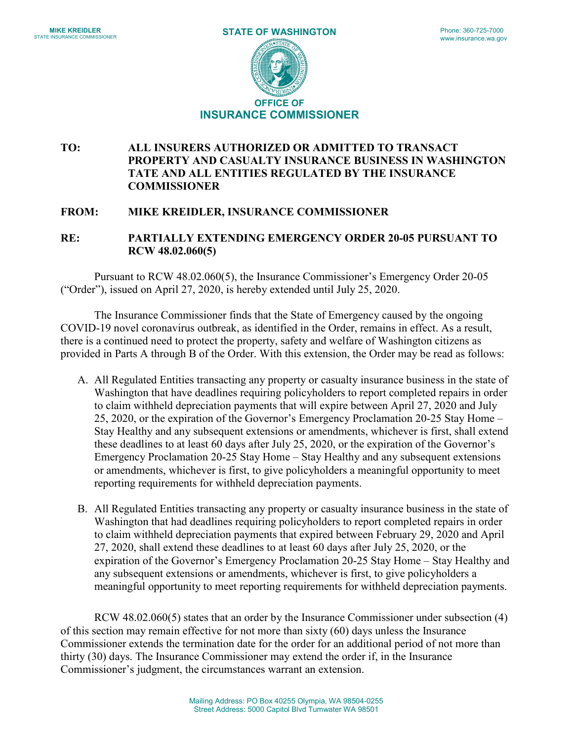**MIKE KREIDLER**
STATE INSURANCE COMMISSIONER

**STATE OF WASHINGTON**

Phone: 360-725-7000
www.insurance.wa.gov

**OFFICE OF**
**INSURANCE COMMISSIONER**

**TO:** **ALL INSURERS AUTHORIZED OR ADMITTED TO TRANSACT PROPERTY AND CASUALTY INSURANCE BUSINESS IN WASHINGTON TATE AND ALL ENTITIES REGULATED BY THE INSURANCE COMMISSIONER**

**FROM:** **MIKE KREIDLER, INSURANCE COMMISSIONER**

**RE:** **PARTIALLY EXTENDING EMERGENCY ORDER 20-05 PURSUANT TO RCW 48.02.060(5)**

Pursuant to RCW 48.02.060(5), the Insurance Commissioner's Emergency Order 20-05 ("Order"), issued on April 27, 2020, is hereby extended until July 25, 2020.

The Insurance Commissioner finds that the State of Emergency caused by the ongoing COVID-19 novel coronavirus outbreak, as identified in the Order, remains in effect. As a result, there is a continued need to protect the property, safety and welfare of Washington citizens as provided in Parts A through B of the Order. With this extension, the Order may be read as follows:

A. All Regulated Entities transacting any property or casualty insurance business in the state of Washington that have deadlines requiring policyholders to report completed repairs in order to claim withheld depreciation payments that will expire between April 27, 2020 and July 25, 2020, or the expiration of the Governor's Emergency Proclamation 20-25 Stay Home – Stay Healthy and any subsequent extensions or amendments, whichever is first, shall extend these deadlines to at least 60 days after July 25, 2020, or the expiration of the Governor's Emergency Proclamation 20-25 Stay Home – Stay Healthy and any subsequent extensions or amendments, whichever is first, to give policyholders a meaningful opportunity to meet reporting requirements for withheld depreciation payments.

B. All Regulated Entities transacting any property or casualty insurance business in the state of Washington that had deadlines requiring policyholders to report completed repairs in order to claim withheld depreciation payments that expired between February 29, 2020 and April 27, 2020, shall extend these deadlines to at least 60 days after July 25, 2020, or the expiration of the Governor's Emergency Proclamation 20-25 Stay Home – Stay Healthy and any subsequent extensions or amendments, whichever is first, to give policyholders a meaningful opportunity to meet reporting requirements for withheld depreciation payments.

RCW 48.02.060(5) states that an order by the Insurance Commissioner under subsection (4) of this section may remain effective for not more than sixty (60) days unless the Insurance Commissioner extends the termination date for the order for an additional period of not more than thirty (30) days. The Insurance Commissioner may extend the order if, in the Insurance Commissioner's judgment, the circumstances warrant an extension.

Mailing Address: PO Box 40255 Olympia, WA 98504-0255
Street Address: 5000 Capitol Blvd Tumwater WA 98501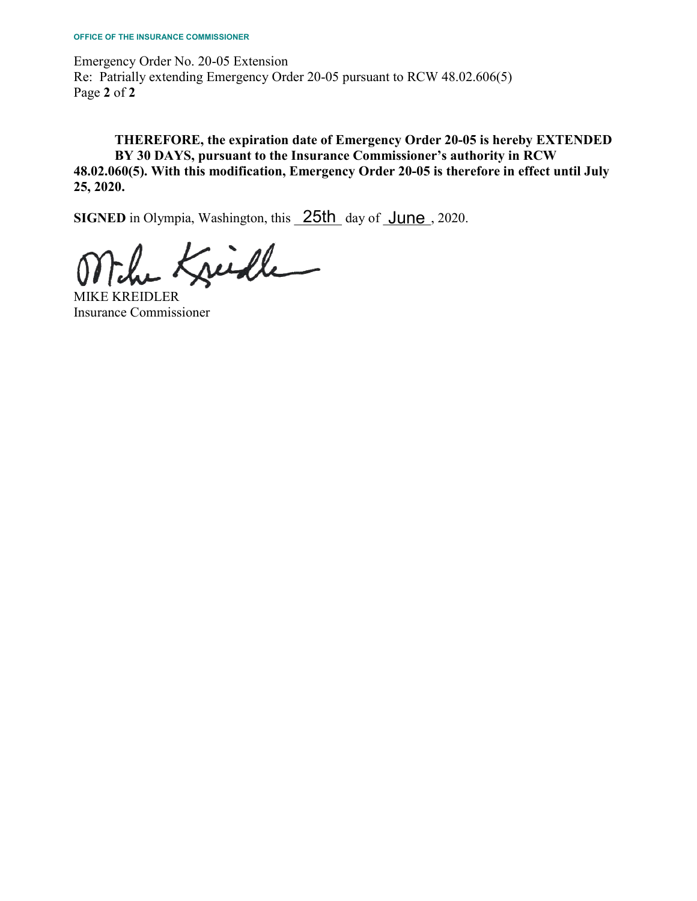Emergency Order No. 20-05 Extension
Re: Patrially extending Emergency Order 20-05 pursuant to RCW 48.02.606(5)

**THEREFORE, the expiration date of Emergency Order 20-05 is hereby EXTENDED BY 30 DAYS, pursuant to the Insurance Commissioner's authority in RCW 48.02.060(5). With this modification, Emergency Order 20-05 is therefore in effect until July 25, 2020.**

**SIGNED** in Olympia, Washington, this 25th day of June, 2020.

MIKE KREIDLER
Insurance Commissioner